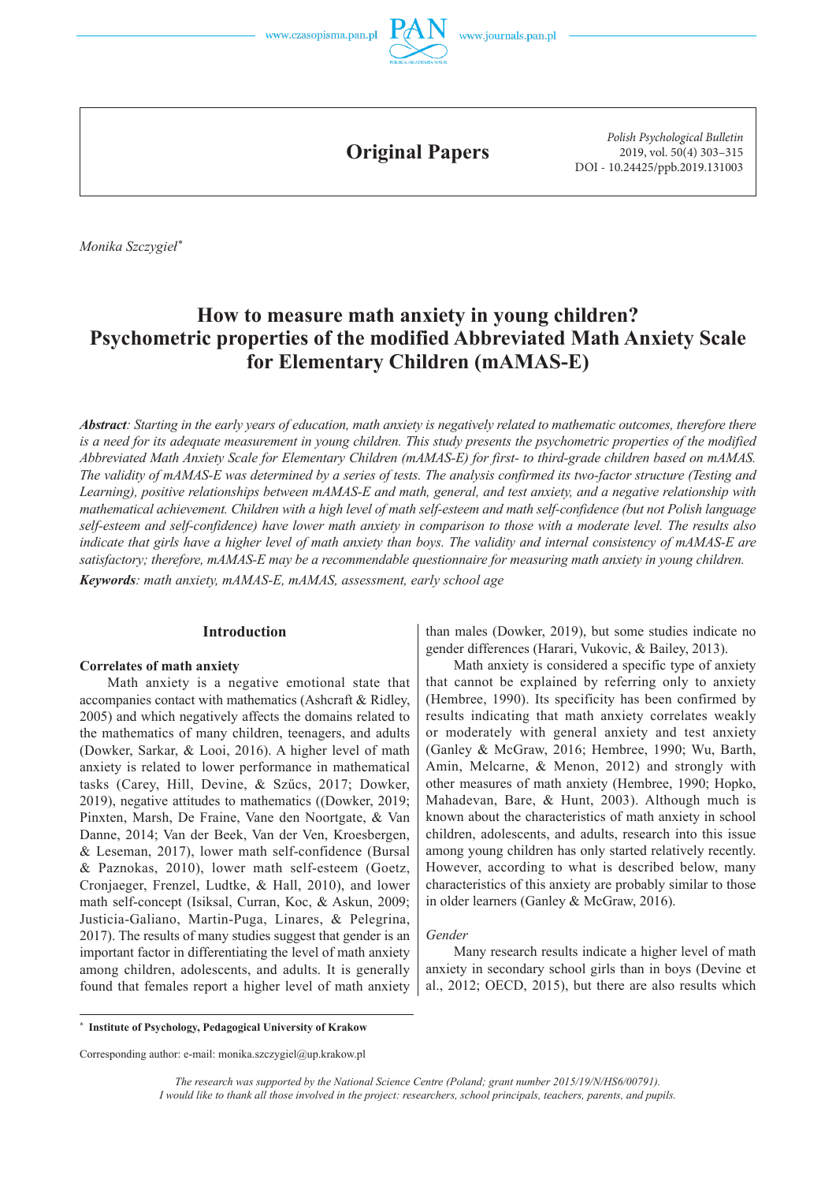## Original Papers

Monika Szczygieł[*]

# How to measure math anxiety in young children? Psychometric properties of the modified Abbreviated Math Anxiety Scale for Elementary Children (mAMAS-E)

***Abstract**: Starting in the early years of education, math anxiety is negatively related to mathematic outcomes, therefore there is a need for its adequate measurement in young children. This study presents the psychometric properties of the modified Abbreviated Math Anxiety Scale for Elementary Children (mAMAS-E) for first- to third-grade children based on mAMAS. The validity of mAMAS-E was determined by a series of tests. The analysis confirmed its two-factor structure (Testing and Learning), positive relationships between mAMAS-E and math, general, and test anxiety, and a negative relationship with mathematical achievement. Children with a high level of math self-esteem and math self-confidence (but not Polish language self-esteem and self-confidence) have lower math anxiety in comparison to those with a moderate level. The results also indicate that girls have a higher level of math anxiety than boys. The validity and internal consistency of mAMAS-E are satisfactory; therefore, mAMAS-E may be a recommendable questionnaire for measuring math anxiety in young children.*

***Keywords**: math anxiety, mAMAS-E, mAMAS, assessment, early school age*

## Introduction

### Correlates of math anxiety

Math anxiety is a negative emotional state that accompanies contact with mathematics (Ashcraft & Ridley, 2005) and which negatively affects the domains related to the mathematics of many children, teenagers, and adults (Dowker, Sarkar, & Looi, 2016). A higher level of math anxiety is related to lower performance in mathematical tasks (Carey, Hill, Devine, & Szűcs, 2017; Dowker, 2019), negative attitudes to mathematics ((Dowker, 2019; Pinxten, Marsh, De Fraine, Vane den Noortgate, & Van Danne, 2014; Van der Beek, Van der Ven, Kroesbergen, & Leseman, 2017), lower math self-confidence (Bursal & Paznokas, 2010), lower math self-esteem (Goetz, Cronjaeger, Frenzel, Ludtke, & Hall, 2010), and lower math self-concept (Isiksal, Curran, Koc, & Askun, 2009; Justicia-Galiano, Martin-Puga, Linares, & Pelegrina, 2017). The results of many studies suggest that gender is an important factor in differentiating the level of math anxiety among children, adolescents, and adults. It is generally found that females report a higher level of math anxiety than males (Dowker, 2019), but some studies indicate no gender differences (Harari, Vukovic, & Bailey, 2013).

Math anxiety is considered a specific type of anxiety that cannot be explained by referring only to anxiety (Hembree, 1990). Its specificity has been confirmed by results indicating that math anxiety correlates weakly or moderately with general anxiety and test anxiety (Ganley & McGraw, 2016; Hembree, 1990; Wu, Barth, Amin, Melcarne, & Menon, 2012) and strongly with other measures of math anxiety (Hembree, 1990; Hopko, Mahadevan, Bare, & Hunt, 2003). Although much is known about the characteristics of math anxiety in school children, adolescents, and adults, research into this issue among young children has only started relatively recently. However, according to what is described below, many characteristics of this anxiety are probably similar to those in older learners (Ganley & McGraw, 2016).

*Gender*

Many research results indicate a higher level of math anxiety in secondary school girls than in boys (Devine et al., 2012; OECD, 2015), but there are also results which

---

[*] **Institute of Psychology, Pedagogical University of Krakow**

Corresponding author: e-mail: monika.szczygiel@up.krakow.pl

*The research was supported by the National Science Centre (Poland; grant number 2015/19/N/HS6/00791).*
*I would like to thank all those involved in the project: researchers, school principals, teachers, parents, and pupils.*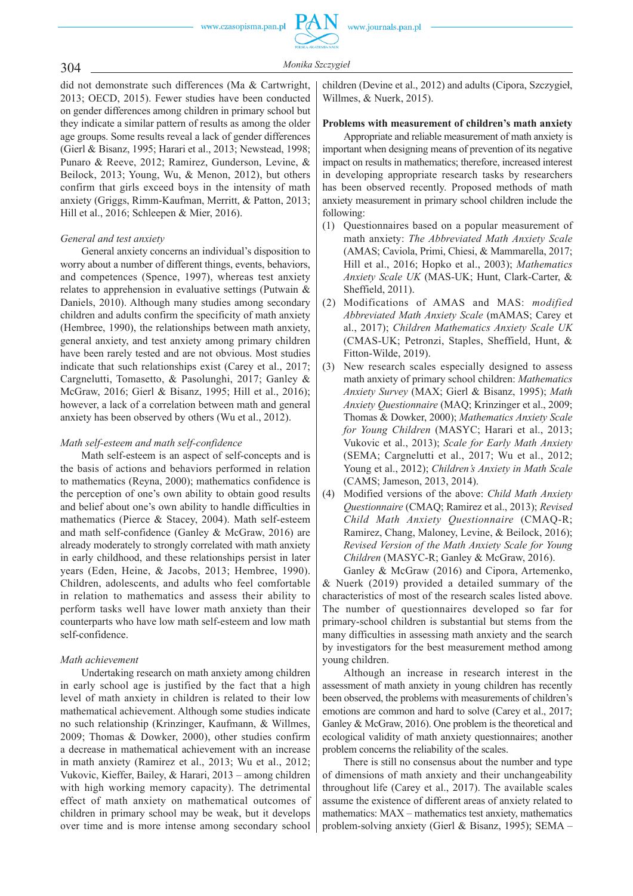did not demonstrate such differences (Ma & Cartwright, 2013; OECD, 2015). Fewer studies have been conducted on gender differences among children in primary school but they indicate a similar pattern of results as among the older age groups. Some results reveal a lack of gender differences (Gierl & Bisanz, 1995; Harari et al., 2013; Newstead, 1998; Punaro & Reeve, 2012; Ramirez, Gunderson, Levine, & Beilock, 2013; Young, Wu, & Menon, 2012), but others confirm that girls exceed boys in the intensity of math anxiety (Griggs, Rimm-Kaufman, Merritt, & Patton, 2013; Hill et al., 2016; Schleepen & Mier, 2016).

*General and test anxiety*

General anxiety concerns an individual's disposition to worry about a number of different things, events, behaviors, and competences (Spence, 1997), whereas test anxiety relates to apprehension in evaluative settings (Putwain & Daniels, 2010). Although many studies among secondary children and adults confirm the specificity of math anxiety (Hembree, 1990), the relationships between math anxiety, general anxiety, and test anxiety among primary children have been rarely tested and are not obvious. Most studies indicate that such relationships exist (Carey et al., 2017; Cargnelutti, Tomasetto, & Pasolunghi, 2017; Ganley & McGraw, 2016; Gierl & Bisanz, 1995; Hill et al., 2016); however, a lack of a correlation between math and general anxiety has been observed by others (Wu et al., 2012).

*Math self-esteem and math self-confidence*

Math self-esteem is an aspect of self-concepts and is the basis of actions and behaviors performed in relation to mathematics (Reyna, 2000); mathematics confidence is the perception of one's own ability to obtain good results and belief about one's own ability to handle difficulties in mathematics (Pierce & Stacey, 2004). Math self-esteem and math self-confidence (Ganley & McGraw, 2016) are already moderately to strongly correlated with math anxiety in early childhood, and these relationships persist in later years (Eden, Heine, & Jacobs, 2013; Hembree, 1990). Children, adolescents, and adults who feel comfortable in relation to mathematics and assess their ability to perform tasks well have lower math anxiety than their counterparts who have low math self-esteem and low math self-confidence.

*Math achievement*

Undertaking research on math anxiety among children in early school age is justified by the fact that a high level of math anxiety in children is related to their low mathematical achievement. Although some studies indicate no such relationship (Krinzinger, Kaufmann, & Willmes, 2009; Thomas & Dowker, 2000), other studies confirm a decrease in mathematical achievement with an increase in math anxiety (Ramirez et al., 2013; Wu et al., 2012; Vukovic, Kieffer, Bailey, & Harari, 2013 – among children with high working memory capacity). The detrimental effect of math anxiety on mathematical outcomes of children in primary school may be weak, but it develops over time and is more intense among secondary school children (Devine et al., 2012) and adults (Cipora, Szczygieł, Willmes, & Nuerk, 2015).

**Problems with measurement of children's math anxiety**

Appropriate and reliable measurement of math anxiety is important when designing means of prevention of its negative impact on results in mathematics; therefore, increased interest in developing appropriate research tasks by researchers has been observed recently. Proposed methods of math anxiety measurement in primary school children include the following:

(1) Questionnaires based on a popular measurement of math anxiety: *The Abbreviated Math Anxiety Scale* (AMAS; Caviola, Primi, Chiesi, & Mammarella, 2017; Hill et al., 2016; Hopko et al., 2003); *Mathematics Anxiety Scale UK* (MAS-UK; Hunt, Clark-Carter, & Sheffield, 2011).
(2) Modifications of AMAS and MAS: *modified Abbreviated Math Anxiety Scale* (mAMAS; Carey et al., 2017); *Children Mathematics Anxiety Scale UK* (CMAS-UK; Petronzi, Staples, Sheffield, Hunt, & Fitton-Wilde, 2019).
(3) New research scales especially designed to assess math anxiety of primary school children: *Mathematics Anxiety Survey* (MAX; Gierl & Bisanz, 1995); *Math Anxiety Questionnaire* (MAQ; Krinzinger et al., 2009; Thomas & Dowker, 2000); *Mathematics Anxiety Scale for Young Children* (MASYC; Harari et al., 2013; Vukovic et al., 2013); *Scale for Early Math Anxiety* (SEMA; Cargnelutti et al., 2017; Wu et al., 2012; Young et al., 2012); *Children's Anxiety in Math Scale* (CAMS; Jameson, 2013, 2014).
(4) Modified versions of the above: *Child Math Anxiety Questionnaire* (CMAQ; Ramirez et al., 2013); *Revised Child Math Anxiety Questionnaire* (CMAQ-R; Ramirez, Chang, Maloney, Levine, & Beilock, 2016); *Revised Version of the Math Anxiety Scale for Young Children* (MASYC-R; Ganley & McGraw, 2016).

Ganley & McGraw (2016) and Cipora, Artemenko, & Nuerk (2019) provided a detailed summary of the characteristics of most of the research scales listed above. The number of questionnaires developed so far for primary-school children is substantial but stems from the many difficulties in assessing math anxiety and the search by investigators for the best measurement method among young children.

Although an increase in research interest in the assessment of math anxiety in young children has recently been observed, the problems with measurements of children's emotions are common and hard to solve (Carey et al., 2017; Ganley & McGraw, 2016). One problem is the theoretical and ecological validity of math anxiety questionnaires; another problem concerns the reliability of the scales.

There is still no consensus about the number and type of dimensions of math anxiety and their unchangeability throughout life (Carey et al., 2017). The available scales assume the existence of different areas of anxiety related to mathematics: MAX – mathematics test anxiety, mathematics problem-solving anxiety (Gierl & Bisanz, 1995); SEMA –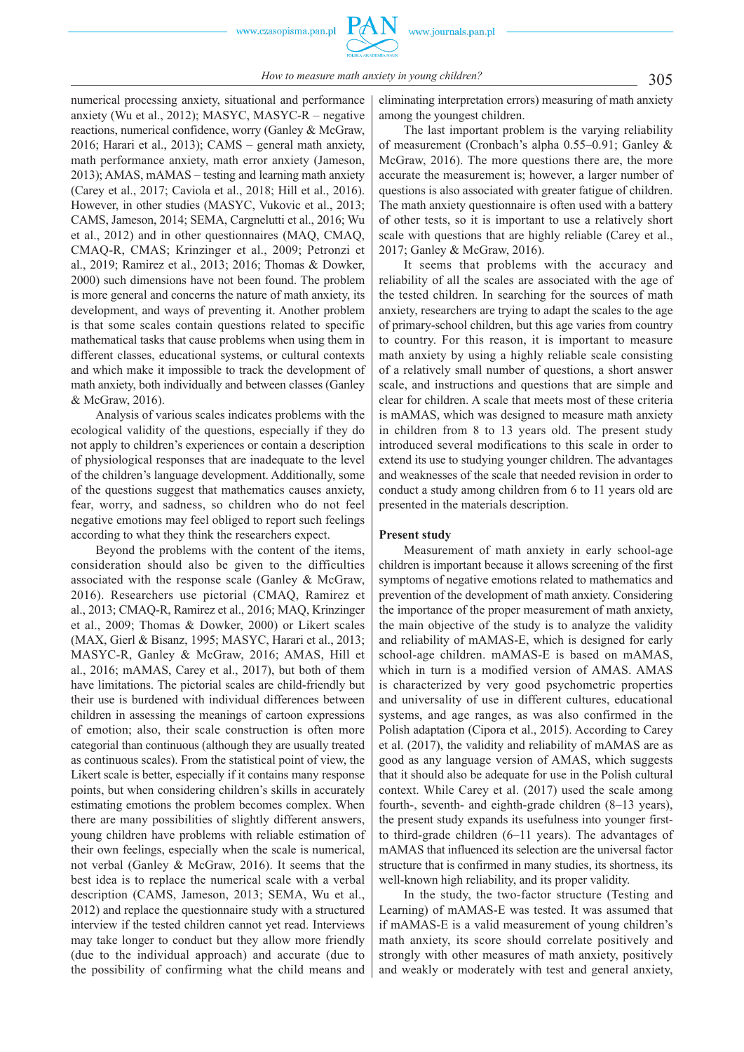numerical processing anxiety, situational and performance anxiety (Wu et al., 2012); MASYC, MASYC-R – negative reactions, numerical confidence, worry (Ganley & McGraw, 2016; Harari et al., 2013); CAMS – general math anxiety, math performance anxiety, math error anxiety (Jameson, 2013); AMAS, mAMAS – testing and learning math anxiety (Carey et al., 2017; Caviola et al., 2018; Hill et al., 2016). However, in other studies (MASYC, Vukovic et al., 2013; CAMS, Jameson, 2014; SEMA, Cargnelutti et al., 2016; Wu et al., 2012) and in other questionnaires (MAQ, CMAQ, CMAQ-R, CMAS; Krinzinger et al., 2009; Petronzi et al., 2019; Ramirez et al., 2013; 2016; Thomas & Dowker, 2000) such dimensions have not been found. The problem is more general and concerns the nature of math anxiety, its development, and ways of preventing it. Another problem is that some scales contain questions related to specific mathematical tasks that cause problems when using them in different classes, educational systems, or cultural contexts and which make it impossible to track the development of math anxiety, both individually and between classes (Ganley & McGraw, 2016).

Analysis of various scales indicates problems with the ecological validity of the questions, especially if they do not apply to children's experiences or contain a description of physiological responses that are inadequate to the level of the children's language development. Additionally, some of the questions suggest that mathematics causes anxiety, fear, worry, and sadness, so children who do not feel negative emotions may feel obliged to report such feelings according to what they think the researchers expect.

Beyond the problems with the content of the items, consideration should also be given to the difficulties associated with the response scale (Ganley & McGraw, 2016). Researchers use pictorial (CMAQ, Ramirez et al., 2013; CMAQ-R, Ramirez et al., 2016; MAQ, Krinzinger et al., 2009; Thomas & Dowker, 2000) or Likert scales (MAX, Gierl & Bisanz, 1995; MASYC, Harari et al., 2013; MASYC-R, Ganley & McGraw, 2016; AMAS, Hill et al., 2016; mAMAS, Carey et al., 2017), but both of them have limitations. The pictorial scales are child-friendly but their use is burdened with individual differences between children in assessing the meanings of cartoon expressions of emotion; also, their scale construction is often more categorial than continuous (although they are usually treated as continuous scales). From the statistical point of view, the Likert scale is better, especially if it contains many response points, but when considering children's skills in accurately estimating emotions the problem becomes complex. When there are many possibilities of slightly different answers, young children have problems with reliable estimation of their own feelings, especially when the scale is numerical, not verbal (Ganley & McGraw, 2016). It seems that the best idea is to replace the numerical scale with a verbal description (CAMS, Jameson, 2013; SEMA, Wu et al., 2012) and replace the questionnaire study with a structured interview if the tested children cannot yet read. Interviews may take longer to conduct but they allow more friendly (due to the individual approach) and accurate (due to the possibility of confirming what the child means and eliminating interpretation errors) measuring of math anxiety among the youngest children.

The last important problem is the varying reliability of measurement (Cronbach's alpha 0.55–0.91; Ganley & McGraw, 2016). The more questions there are, the more accurate the measurement is; however, a larger number of questions is also associated with greater fatigue of children. The math anxiety questionnaire is often used with a battery of other tests, so it is important to use a relatively short scale with questions that are highly reliable (Carey et al., 2017; Ganley & McGraw, 2016).

It seems that problems with the accuracy and reliability of all the scales are associated with the age of the tested children. In searching for the sources of math anxiety, researchers are trying to adapt the scales to the age of primary-school children, but this age varies from country to country. For this reason, it is important to measure math anxiety by using a highly reliable scale consisting of a relatively small number of questions, a short answer scale, and instructions and questions that are simple and clear for children. A scale that meets most of these criteria is mAMAS, which was designed to measure math anxiety in children from 8 to 13 years old. The present study introduced several modifications to this scale in order to extend its use to studying younger children. The advantages and weaknesses of the scale that needed revision in order to conduct a study among children from 6 to 11 years old are presented in the materials description.

**Present study**

Measurement of math anxiety in early school-age children is important because it allows screening of the first symptoms of negative emotions related to mathematics and prevention of the development of math anxiety. Considering the importance of the proper measurement of math anxiety, the main objective of the study is to analyze the validity and reliability of mAMAS-E, which is designed for early school-age children. mAMAS-E is based on mAMAS, which in turn is a modified version of AMAS. AMAS is characterized by very good psychometric properties and universality of use in different cultures, educational systems, and age ranges, as was also confirmed in the Polish adaptation (Cipora et al., 2015). According to Carey et al. (2017), the validity and reliability of mAMAS are as good as any language version of AMAS, which suggests that it should also be adequate for use in the Polish cultural context. While Carey et al. (2017) used the scale among fourth-, seventh- and eighth-grade children (8–13 years), the present study expands its usefulness into younger first- to third-grade children (6–11 years). The advantages of mAMAS that influenced its selection are the universal factor structure that is confirmed in many studies, its shortness, its well-known high reliability, and its proper validity.

In the study, the two-factor structure (Testing and Learning) of mAMAS-E was tested. It was assumed that if mAMAS-E is a valid measurement of young children's math anxiety, its score should correlate positively and strongly with other measures of math anxiety, positively and weakly or moderately with test and general anxiety,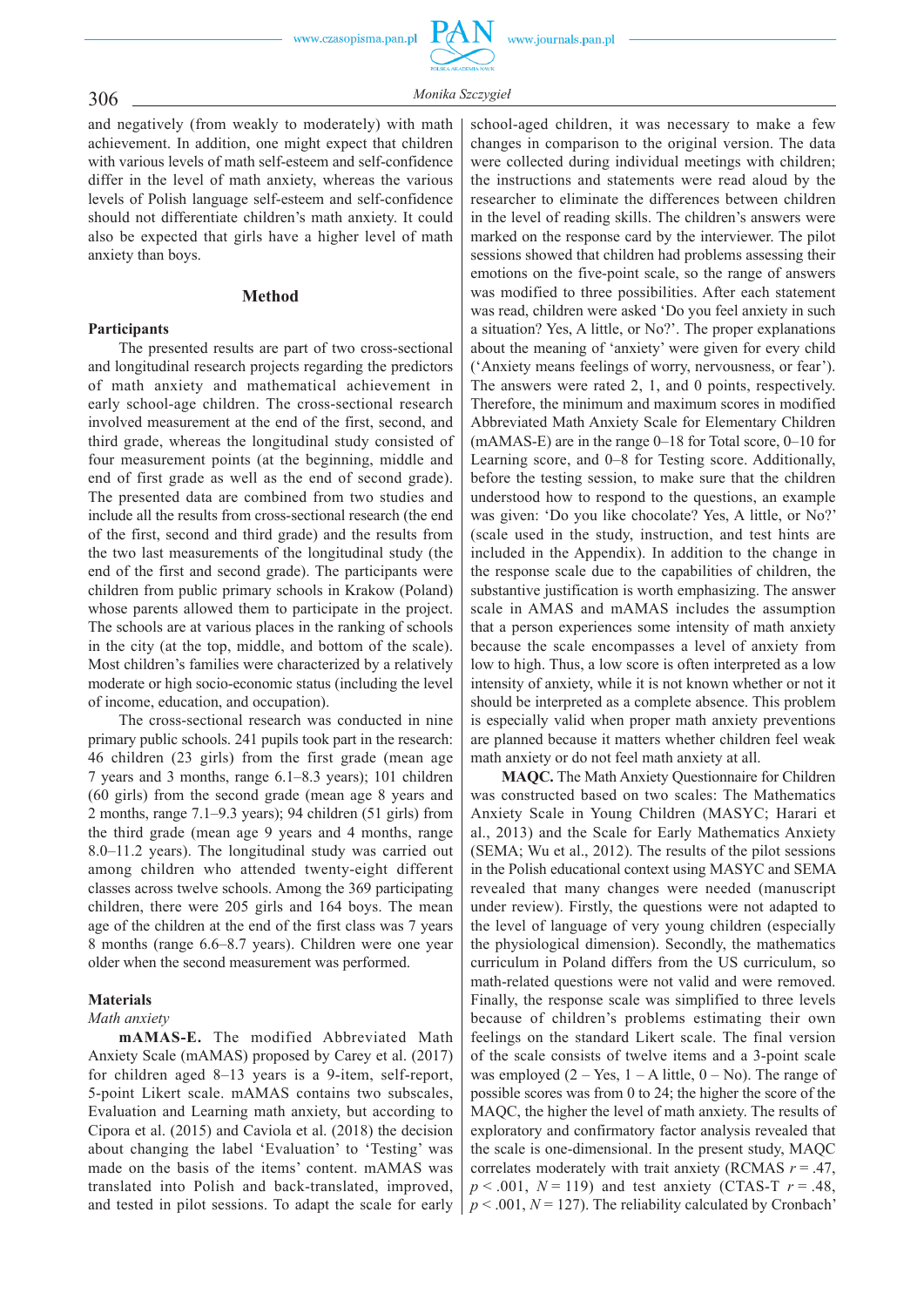and negatively (from weakly to moderately) with math achievement. In addition, one might expect that children with various levels of math self-esteem and self-confidence differ in the level of math anxiety, whereas the various levels of Polish language self-esteem and self-confidence should not differentiate children's math anxiety. It could also be expected that girls have a higher level of math anxiety than boys.

## Method

### Participants

The presented results are part of two cross-sectional and longitudinal research projects regarding the predictors of math anxiety and mathematical achievement in early school-age children. The cross-sectional research involved measurement at the end of the first, second, and third grade, whereas the longitudinal study consisted of four measurement points (at the beginning, middle and end of first grade as well as the end of second grade). The presented data are combined from two studies and include all the results from cross-sectional research (the end of the first, second and third grade) and the results from the two last measurements of the longitudinal study (the end of the first and second grade). The participants were children from public primary schools in Krakow (Poland) whose parents allowed them to participate in the project. The schools are at various places in the ranking of schools in the city (at the top, middle, and bottom of the scale). Most children's families were characterized by a relatively moderate or high socio-economic status (including the level of income, education, and occupation).

The cross-sectional research was conducted in nine primary public schools. 241 pupils took part in the research: 46 children (23 girls) from the first grade (mean age 7 years and 3 months, range 6.1–8.3 years); 101 children (60 girls) from the second grade (mean age 8 years and 2 months, range 7.1–9.3 years); 94 children (51 girls) from the third grade (mean age 9 years and 4 months, range 8.0–11.2 years). The longitudinal study was carried out among children who attended twenty-eight different classes across twelve schools. Among the 369 participating children, there were 205 girls and 164 boys. The mean age of the children at the end of the first class was 7 years 8 months (range 6.6–8.7 years). Children were one year older when the second measurement was performed.

### Materials

*Math anxiety*

**mAMAS-E.** The modified Abbreviated Math Anxiety Scale (mAMAS) proposed by Carey et al. (2017) for children aged 8–13 years is a 9-item, self-report, 5-point Likert scale. mAMAS contains two subscales, Evaluation and Learning math anxiety, but according to Cipora et al. (2015) and Caviola et al. (2018) the decision about changing the label 'Evaluation' to 'Testing' was made on the basis of the items' content. mAMAS was translated into Polish and back-translated, improved, and tested in pilot sessions. To adapt the scale for early school-aged children, it was necessary to make a few changes in comparison to the original version. The data were collected during individual meetings with children; the instructions and statements were read aloud by the researcher to eliminate the differences between children in the level of reading skills. The children's answers were marked on the response card by the interviewer. The pilot sessions showed that children had problems assessing their emotions on the five-point scale, so the range of answers was modified to three possibilities. After each statement was read, children were asked 'Do you feel anxiety in such a situation? Yes, A little, or No?'. The proper explanations about the meaning of 'anxiety' were given for every child ('Anxiety means feelings of worry, nervousness, or fear'). The answers were rated 2, 1, and 0 points, respectively. Therefore, the minimum and maximum scores in modified Abbreviated Math Anxiety Scale for Elementary Children (mAMAS-E) are in the range 0–18 for Total score, 0–10 for Learning score, and 0–8 for Testing score. Additionally, before the testing session, to make sure that the children understood how to respond to the questions, an example was given: 'Do you like chocolate? Yes, A little, or No?' (scale used in the study, instruction, and test hints are included in the Appendix). In addition to the change in the response scale due to the capabilities of children, the substantive justification is worth emphasizing. The answer scale in AMAS and mAMAS includes the assumption that a person experiences some intensity of math anxiety because the scale encompasses a level of anxiety from low to high. Thus, a low score is often interpreted as a low intensity of anxiety, while it is not known whether or not it should be interpreted as a complete absence. This problem is especially valid when proper math anxiety preventions are planned because it matters whether children feel weak math anxiety or do not feel math anxiety at all.

**MAQC.** The Math Anxiety Questionnaire for Children was constructed based on two scales: The Mathematics Anxiety Scale in Young Children (MASYC; Harari et al., 2013) and the Scale for Early Mathematics Anxiety (SEMA; Wu et al., 2012). The results of the pilot sessions in the Polish educational context using MASYC and SEMA revealed that many changes were needed (manuscript under review). Firstly, the questions were not adapted to the level of language of very young children (especially the physiological dimension). Secondly, the mathematics curriculum in Poland differs from the US curriculum, so math-related questions were not valid and were removed. Finally, the response scale was simplified to three levels because of children's problems estimating their own feelings on the standard Likert scale. The final version of the scale consists of twelve items and a 3-point scale was employed (2 – Yes, 1 – A little, 0 – No). The range of possible scores was from 0 to 24; the higher the score of the MAQC, the higher the level of math anxiety. The results of exploratory and confirmatory factor analysis revealed that the scale is one-dimensional. In the present study, MAQC correlates moderately with trait anxiety (RCMAS $r = .47$, $p < .001$, $N = 119$) and test anxiety (CTAS-T $r = .48$, $p < .001$, $N = 127$). The reliability calculated by Cronbach'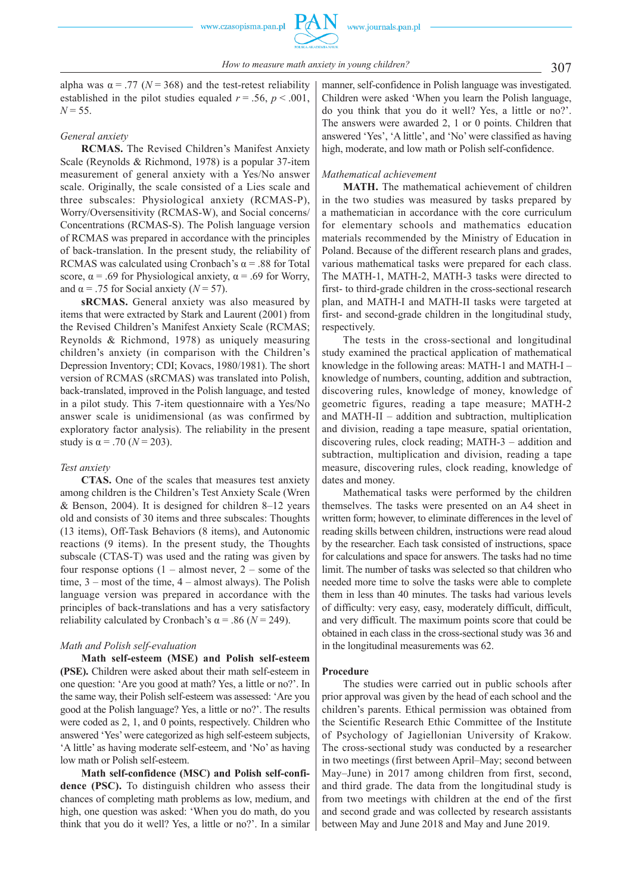alpha was $\alpha = .77$ ($N = 368$) and the test-retest reliability established in the pilot studies equaled $r = .56$, $p < .001$, $N = 55$.

*General anxiety*

**RCMAS.** The Revised Children's Manifest Anxiety Scale (Reynolds & Richmond, 1978) is a popular 37-item measurement of general anxiety with a Yes/No answer scale. Originally, the scale consisted of a Lies scale and three subscales: Physiological anxiety (RCMAS-P), Worry/Oversensitivity (RCMAS-W), and Social concerns/Concentrations (RCMAS-S). The Polish language version of RCMAS was prepared in accordance with the principles of back-translation. In the present study, the reliability of RCMAS was calculated using Cronbach's $\alpha = .88$ for Total score, $\alpha = .69$ for Physiological anxiety, $\alpha = .69$ for Worry, and $\alpha = .75$ for Social anxiety ($N = 57$).

**sRCMAS.** General anxiety was also measured by items that were extracted by Stark and Laurent (2001) from the Revised Children's Manifest Anxiety Scale (RCMAS; Reynolds & Richmond, 1978) as uniquely measuring children's anxiety (in comparison with the Children's Depression Inventory; CDI; Kovacs, 1980/1981). The short version of RCMAS (sRCMAS) was translated into Polish, back-translated, improved in the Polish language, and tested in a pilot study. This 7-item questionnaire with a Yes/No answer scale is unidimensional (as was confirmed by exploratory factor analysis). The reliability in the present study is $\alpha = .70$ ($N = 203$).

*Test anxiety*

**CTAS.** One of the scales that measures test anxiety among children is the Children's Test Anxiety Scale (Wren & Benson, 2004). It is designed for children 8–12 years old and consists of 30 items and three subscales: Thoughts (13 items), Off-Task Behaviors (8 items), and Autonomic reactions (9 items). In the present study, the Thoughts subscale (CTAS-T) was used and the rating was given by four response options (1 – almost never, 2 – some of the time, 3 – most of the time, 4 – almost always). The Polish language version was prepared in accordance with the principles of back-translations and has a very satisfactory reliability calculated by Cronbach's $\alpha = .86$ ($N = 249$).

*Math and Polish self-evaluation*

**Math self-esteem (MSE) and Polish self-esteem (PSE).** Children were asked about their math self-esteem in one question: 'Are you good at math? Yes, a little or no?'. In the same way, their Polish self-esteem was assessed: 'Are you good at the Polish language? Yes, a little or no?'. The results were coded as 2, 1, and 0 points, respectively. Children who answered 'Yes' were categorized as high self-esteem subjects, 'A little' as having moderate self-esteem, and 'No' as having low math or Polish self-esteem.

**Math self-confidence (MSC) and Polish self-confidence (PSC).** To distinguish children who assess their chances of completing math problems as low, medium, and high, one question was asked: 'When you do math, do you think that you do it well? Yes, a little or no?'. In a similar manner, self-confidence in Polish language was investigated. Children were asked 'When you learn the Polish language, do you think that you do it well? Yes, a little or no?'. The answers were awarded 2, 1 or 0 points. Children that answered 'Yes', 'A little', and 'No' were classified as having high, moderate, and low math or Polish self-confidence.

*Mathematical achievement*

**MATH.** The mathematical achievement of children in the two studies was measured by tasks prepared by a mathematician in accordance with the core curriculum for elementary schools and mathematics education materials recommended by the Ministry of Education in Poland. Because of the different research plans and grades, various mathematical tasks were prepared for each class. The MATH-1, MATH-2, MATH-3 tasks were directed to first- to third-grade children in the cross-sectional research plan, and MATH-I and MATH-II tasks were targeted at first- and second-grade children in the longitudinal study, respectively.

The tests in the cross-sectional and longitudinal study examined the practical application of mathematical knowledge in the following areas: MATH-1 and MATH-I – knowledge of numbers, counting, addition and subtraction, discovering rules, knowledge of money, knowledge of geometric figures, reading a tape measure; MATH-2 and MATH-II – addition and subtraction, multiplication and division, reading a tape measure, spatial orientation, discovering rules, clock reading; MATH-3 – addition and subtraction, multiplication and division, reading a tape measure, discovering rules, clock reading, knowledge of dates and money.

Mathematical tasks were performed by the children themselves. The tasks were presented on an A4 sheet in written form; however, to eliminate differences in the level of reading skills between children, instructions were read aloud by the researcher. Each task consisted of instructions, space for calculations and space for answers. The tasks had no time limit. The number of tasks was selected so that children who needed more time to solve the tasks were able to complete them in less than 40 minutes. The tasks had various levels of difficulty: very easy, easy, moderately difficult, difficult, and very difficult. The maximum points score that could be obtained in each class in the cross-sectional study was 36 and in the longitudinal measurements was 62.

**Procedure**

The studies were carried out in public schools after prior approval was given by the head of each school and the children's parents. Ethical permission was obtained from the Scientific Research Ethic Committee of the Institute of Psychology of Jagiellonian University of Krakow. The cross-sectional study was conducted by a researcher in two meetings (first between April–May; second between May–June) in 2017 among children from first, second, and third grade. The data from the longitudinal study is from two meetings with children at the end of the first and second grade and was collected by research assistants between May and June 2018 and May and June 2019.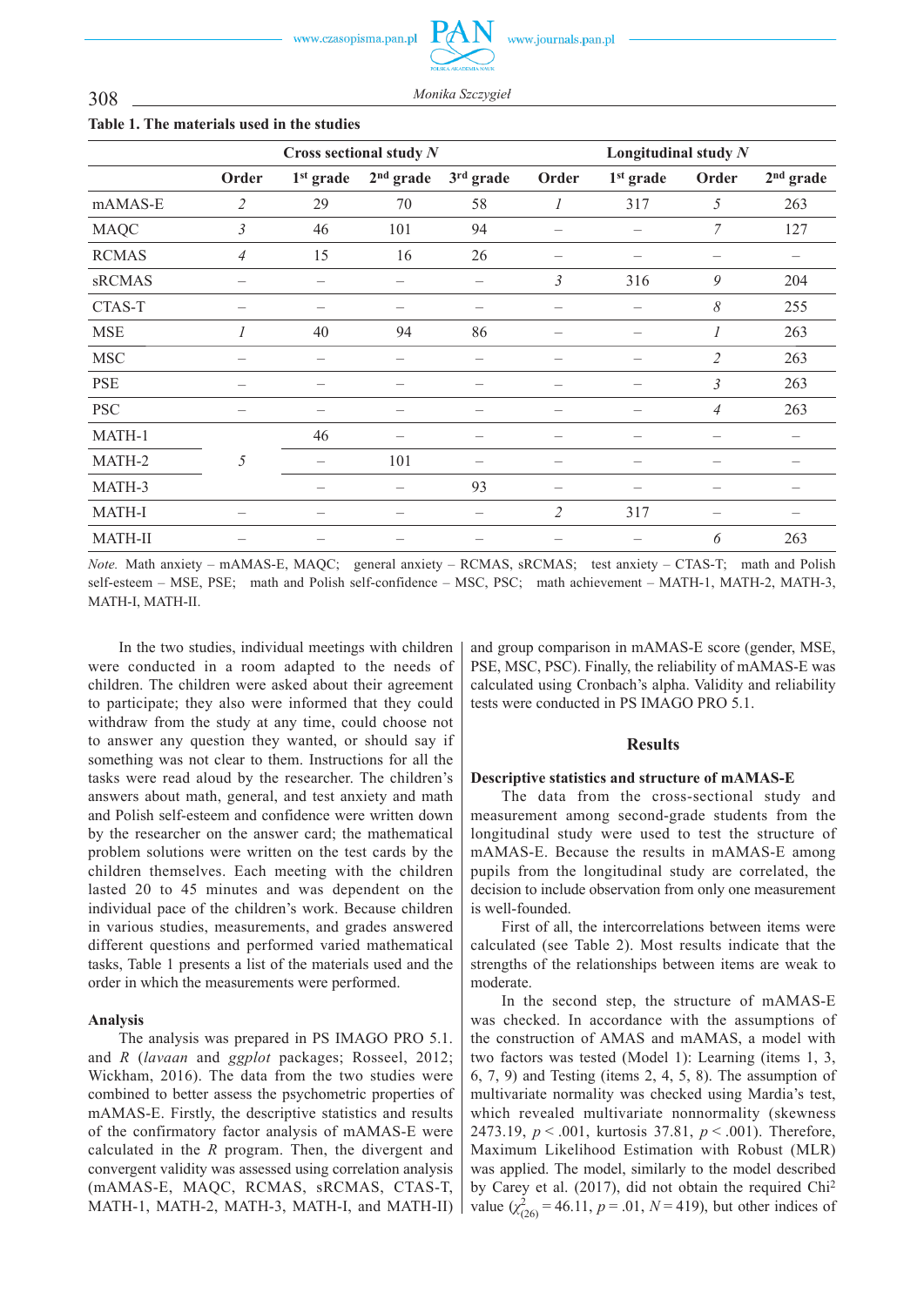**Table 1. The materials used in the studies**

| | Cross sectional study *N* | | | | Longitudinal study *N* | | | |
|---|---|---|---|---|---|---|---|---|
| | Order | 1st grade | 2nd grade | 3rd grade | Order | 1st grade | Order | 2nd grade |
| mAMAS-E | *2* | 29 | 70 | 58 | *1* | 317 | *5* | 263 |
| MAQC | *3* | 46 | 101 | 94 | – | – | *7* | 127 |
| RCMAS | *4* | 15 | 16 | 26 | – | – | – | – |
| sRCMAS | – | – | – | – | *3* | 316 | *9* | 204 |
| CTAS-T | – | – | – | – | – | – | *8* | 255 |
| MSE | *1* | 40 | 94 | 86 | – | – | *1* | 263 |
| MSC | – | – | – | – | – | – | *2* | 263 |
| PSE | – | – | – | – | – | – | *3* | 263 |
| PSC | – | – | – | – | – | – | *4* | 263 |
| MATH-1 | | 46 | – | – | – | – | – | – |
| MATH-2 | *5* | – | 101 | – | – | – | – | – |
| MATH-3 | | – | – | 93 | – | – | – | – |
| MATH-I | – | – | – | – | *2* | 317 | – | – |
| MATH-II | – | – | – | – | – | – | *6* | 263 |

*Note.* Math anxiety – mAMAS-E, MAQC; general anxiety – RCMAS, sRCMAS; test anxiety – CTAS-T; math and Polish self-esteem – MSE, PSE; math and Polish self-confidence – MSC, PSC; math achievement – MATH-1, MATH-2, MATH-3, MATH-I, MATH-II.

In the two studies, individual meetings with children were conducted in a room adapted to the needs of children. The children were asked about their agreement to participate; they also were informed that they could withdraw from the study at any time, could choose not to answer any question they wanted, or should say if something was not clear to them. Instructions for all the tasks were read aloud by the researcher. The children's answers about math, general, and test anxiety and math and Polish self-esteem and confidence were written down by the researcher on the answer card; the mathematical problem solutions were written on the test cards by the children themselves. Each meeting with the children lasted 20 to 45 minutes and was dependent on the individual pace of the children's work. Because children in various studies, measurements, and grades answered different questions and performed varied mathematical tasks, Table 1 presents a list of the materials used and the order in which the measurements were performed.

### Analysis

The analysis was prepared in PS IMAGO PRO 5.1. and *R* (*lavaan* and *ggplot* packages; Rosseel, 2012; Wickham, 2016). The data from the two studies were combined to better assess the psychometric properties of mAMAS-E. Firstly, the descriptive statistics and results of the confirmatory factor analysis of mAMAS-E were calculated in the *R* program. Then, the divergent and convergent validity was assessed using correlation analysis (mAMAS-E, MAQC, RCMAS, sRCMAS, CTAS-T, MATH-1, MATH-2, MATH-3, MATH-I, and MATH-II) and group comparison in mAMAS-E score (gender, MSE, PSE, MSC, PSC). Finally, the reliability of mAMAS-E was calculated using Cronbach's alpha. Validity and reliability tests were conducted in PS IMAGO PRO 5.1.

## Results

### Descriptive statistics and structure of mAMAS-E

The data from the cross-sectional study and measurement among second-grade students from the longitudinal study were used to test the structure of mAMAS-E. Because the results in mAMAS-E among pupils from the longitudinal study are correlated, the decision to include observation from only one measurement is well-founded.

First of all, the intercorrelations between items were calculated (see Table 2). Most results indicate that the strengths of the relationships between items are weak to moderate.

In the second step, the structure of mAMAS-E was checked. In accordance with the assumptions of the construction of AMAS and mAMAS, a model with two factors was tested (Model 1): Learning (items 1, 3, 6, 7, 9) and Testing (items 2, 4, 5, 8). The assumption of multivariate normality was checked using Mardia's test, which revealed multivariate nonnormality (skewness 2473.19, $p < .001$, kurtosis 37.81, $p < .001$). Therefore, Maximum Likelihood Estimation with Robust (MLR) was applied. The model, similarly to the model described by Carey et al. (2017), did not obtain the required Chi$^2$ value ($\chi^2_{(26)} = 46.11$, $p = .01$, $N = 419$), but other indices of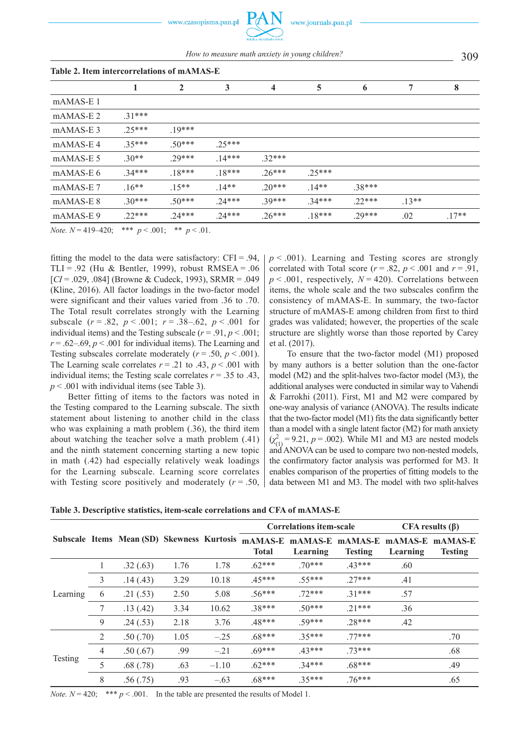**Table 2. Item intercorrelations of mAMAS-E**

| | 1 | 2 | 3 | 4 | 5 | 6 | 7 | 8 |
|---|---|---|---|---|---|---|---|---|
| mAMAS-E 1 | | | | | | | | |
| mAMAS-E 2 | .31*** | | | | | | | |
| mAMAS-E 3 | .25*** | .19*** | | | | | | |
| mAMAS-E 4 | .35*** | .50*** | .25*** | | | | | |
| mAMAS-E 5 | .30** | .29*** | .14*** | .32*** | | | | |
| mAMAS-E 6 | .34*** | .18*** | .18*** | .26*** | .25*** | | | |
| mAMAS-E 7 | .16** | .15** | .14** | .20*** | .14** | .38*** | | |
| mAMAS-E 8 | .30*** | .50*** | .24*** | .39*** | .34*** | .22*** | .13** | |
| mAMAS-E 9 | .22*** | .24*** | .24*** | .26*** | .18*** | .29*** | .02 | .17** |

*Note.* $N$ = 419–420; *** $p < .001$; ** $p < .01$.

fitting the model to the data were satisfactory: CFI = .94, TLI = .92 (Hu & Bentler, 1999), robust RMSEA = .06 [$CI$ = .029, .084] (Browne & Cudeck, 1993), SRMR = .049 (Kline, 2016). All factor loadings in the two-factor model were significant and their values varied from .36 to .70. The Total result correlates strongly with the Learning subscale ($r = .82$, $p < .001$; $r = .38$–$.62$, $p < .001$ for individual items) and the Testing subscale ($r = .91$, $p < .001$; $r = .62$–$.69$, $p < .001$ for individual items). The Learning and Testing subscales correlate moderately ($r = .50$, $p < .001$). The Learning scale correlates $r = .21$ to .43, $p < .001$ with individual items; the Testing scale correlates $r = .35$ to .43, $p < .001$ with individual items (see Table 3).

Better fitting of items to the factors was noted in the Testing compared to the Learning subscale. The sixth statement about listening to another child in the class who was explaining a math problem (.36), the third item about watching the teacher solve a math problem (.41) and the ninth statement concerning starting a new topic in math (.42) had especially relatively weak loadings for the Learning subscale. Learning score correlates with Testing score positively and moderately ($r = .50$, $p < .001$). Learning and Testing scores are strongly correlated with Total score ($r = .82$, $p < .001$ and $r = .91$, $p < .001$, respectively, $N = 420$). Correlations between items, the whole scale and the two subscales confirm the consistency of mAMAS-E. In summary, the two-factor structure of mAMAS-E among children from first to third grades was validated; however, the properties of the scale structure are slightly worse than those reported by Carey et al. (2017).

To ensure that the two-factor model (M1) proposed by many authors is a better solution than the one-factor model (M2) and the split-halves two-factor model (M3), the additional analyses were conducted in similar way to Vahendi & Farrokhi (2011). First, M1 and M2 were compared by one-way analysis of variance (ANOVA). The results indicate that the two-factor model (M1) fits the data significantly better than a model with a single latent factor (M2) for math anxiety ($\chi^2_{(1)} = 9.21$, $p = .002$). While M1 and M3 are nested models and ANOVA can be used to compare two non-nested models, the confirmatory factor analysis was performed for M3. It enables comparison of the properties of fitting models to the data between M1 and M3. The model with two split-halves

**Table 3. Descriptive statistics, item-scale correlations and CFA of mAMAS-E**

| Subscale | Items | Mean (SD) | Skewness | Kurtosis | Correlations item-scale | | | CFA results (β) | |
|---|---|---|---|---|---|---|---|---|---|
| | | | | | mAMAS-E Total | mAMAS-E Learning | mAMAS-E Testing | mAMAS-E Learning | mAMAS-E Testing |
| Learning | 1 | .32 (.63) | 1.76 | 1.78 | .62*** | .70*** | .43*** | .60 | |
| | 3 | .14 (.43) | 3.29 | 10.18 | .45*** | .55*** | .27*** | .41 | |
| | 6 | .21 (.53) | 2.50 | 5.08 | .56*** | .72*** | .31*** | .57 | |
| | 7 | .13 (.42) | 3.34 | 10.62 | .38*** | .50*** | .21*** | .36 | |
| | 9 | .24 (.53) | 2.18 | 3.76 | .48*** | .59*** | .28*** | .42 | |
| Testing | 2 | .50 (.70) | 1.05 | –.25 | .68*** | .35*** | .77*** | | .70 |
| | 4 | .50 (.67) | .99 | –.21 | .69*** | .43*** | .73*** | | .68 |
| | 5 | .68 (.78) | .63 | –1.10 | .62*** | .34*** | .68*** | | .49 |
| | 8 | .56 (.75) | .93 | –.63 | .68*** | .35*** | .76*** | | .65 |

*Note.* $N$ = 420; *** $p < .001$. In the table are presented the results of Model 1.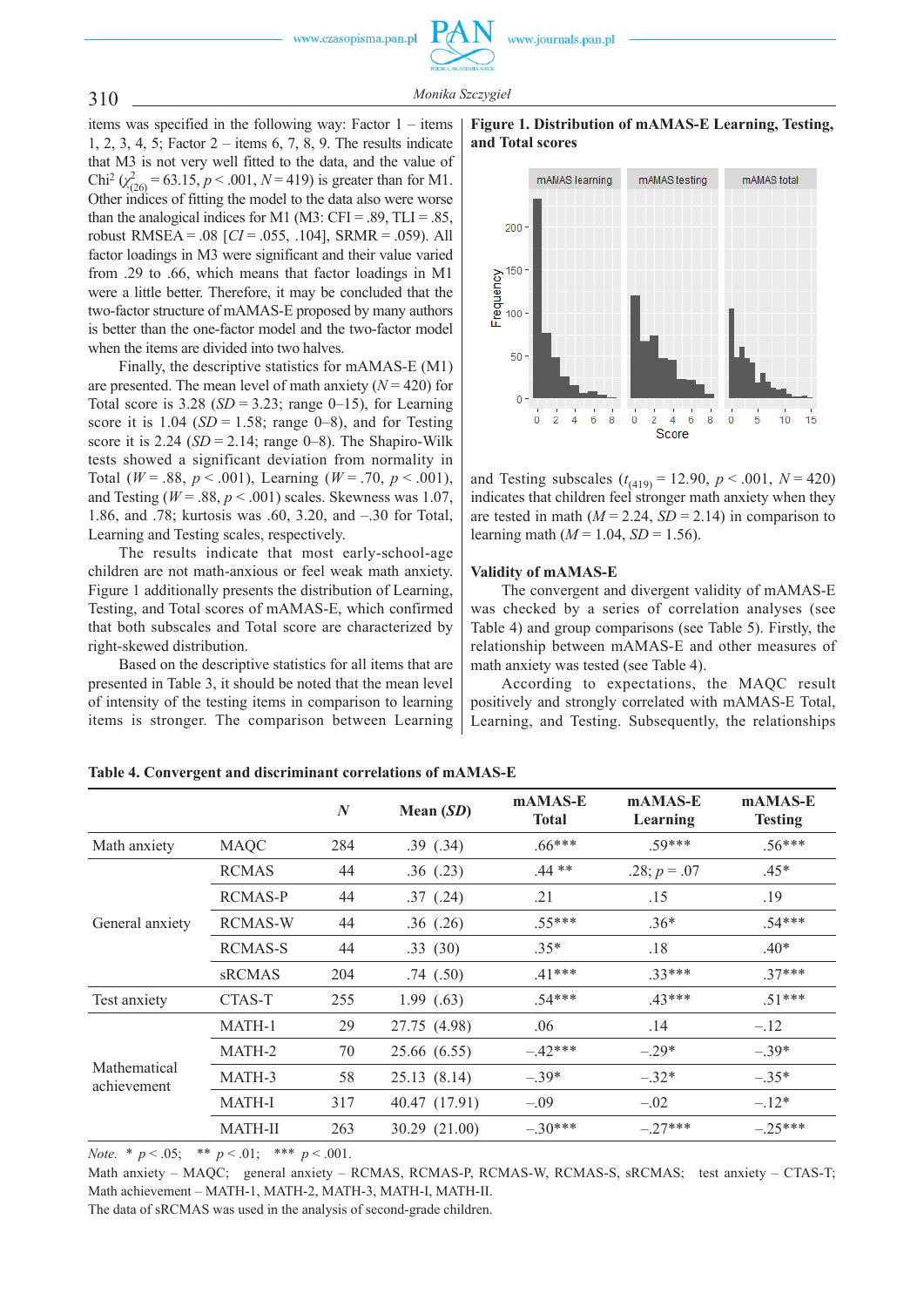items was specified in the following way: Factor 1 – items 1, 2, 3, 4, 5; Factor 2 – items 6, 7, 8, 9. The results indicate that M3 is not very well fitted to the data, and the value of Chi² ($\chi^2_{(26)}$ = 63.15, $p$ < .001, $N$ = 419) is greater than for M1. Other indices of fitting the model to the data also were worse than the analogical indices for M1 (M3: CFI = .89, TLI = .85, robust RMSEA = .08 [$CI$ = .055, .104], SRMR = .059). All factor loadings in M3 were significant and their value varied from .29 to .66, which means that factor loadings in M1 were a little better. Therefore, it may be concluded that the two-factor structure of mAMAS-E proposed by many authors is better than the one-factor model and the two-factor model when the items are divided into two halves.

Finally, the descriptive statistics for mAMAS-E (M1) are presented. The mean level of math anxiety ($N$ = 420) for Total score is 3.28 ($SD$ = 3.23; range 0–15), for Learning score it is 1.04 ($SD$ = 1.58; range 0–8), and for Testing score it is 2.24 ($SD$ = 2.14; range 0–8). The Shapiro-Wilk tests showed a significant deviation from normality in Total ($W$ = .88, $p$ < .001), Learning ($W$ = .70, $p$ < .001), and Testing ($W$ = .88, $p$ < .001) scales. Skewness was 1.07, 1.86, and .78; kurtosis was .60, 3.20, and –.30 for Total, Learning and Testing scales, respectively.

The results indicate that most early-school-age children are not math-anxious or feel weak math anxiety. Figure 1 additionally presents the distribution of Learning, Testing, and Total scores of mAMAS-E, which confirmed that both subscales and Total score are characterized by right-skewed distribution.

Based on the descriptive statistics for all items that are presented in Table 3, it should be noted that the mean level of intensity of the testing items in comparison to learning items is stronger. The comparison between Learning and Testing subscales ($t_{(419)}$ = 12.90, $p$ < .001, $N$ = 420) indicates that children feel stronger math anxiety when they are tested in math ($M$ = 2.24, $SD$ = 2.14) in comparison to learning math ($M$ = 1.04, $SD$ = 1.56).

**Figure 1. Distribution of mAMAS-E Learning, Testing, and Total scores**

### Validity of mAMAS-E

The convergent and divergent validity of mAMAS-E was checked by a series of correlation analyses (see Table 4) and group comparisons (see Table 5). Firstly, the relationship between mAMAS-E and other measures of math anxiety was tested (see Table 4).

According to expectations, the MAQC result positively and strongly correlated with mAMAS-E Total, Learning, and Testing. Subsequently, the relationships

**Table 4. Convergent and discriminant correlations of mAMAS-E**

| | | $N$ | Mean ($SD$) | mAMAS-E Total | mAMAS-E Learning | mAMAS-E Testing |
|---|---|---|---|---|---|---|
| Math anxiety | MAQC | 284 | .39 (.34) | .66*** | .59*** | .56*** |
| General anxiety | RCMAS | 44 | .36 (.23) | .44 ** | .28; $p$ = .07 | .45* |
| | RCMAS-P | 44 | .37 (.24) | .21 | .15 | .19 |
| | RCMAS-W | 44 | .36 (.26) | .55*** | .36* | .54*** |
| | RCMAS-S | 44 | .33 (30) | .35* | .18 | .40* |
| | sRCMAS | 204 | .74 (.50) | .41*** | .33*** | .37*** |
| Test anxiety | CTAS-T | 255 | 1.99 (.63) | .54*** | .43*** | .51*** |
| Mathematical achievement | MATH-1 | 29 | 27.75 (4.98) | .06 | .14 | –.12 |
| | MATH-2 | 70 | 25.66 (6.55) | –.42*** | –.29* | –.39* |
| | MATH-3 | 58 | 25.13 (8.14) | –.39* | –.32* | –.35* |
| | MATH-I | 317 | 40.47 (17.91) | –.09 | –.02 | –.12* |
| | MATH-II | 263 | 30.29 (21.00) | –.30*** | –.27*** | –.25*** |

*Note.* * $p$ < .05; ** $p$ < .01; *** $p$ < .001.
Math anxiety – MAQC; general anxiety – RCMAS, RCMAS-P, RCMAS-W, RCMAS-S, sRCMAS; test anxiety – CTAS-T; Math achievement – MATH-1, MATH-2, MATH-3, MATH-I, MATH-II.
The data of sRCMAS was used in the analysis of second-grade children.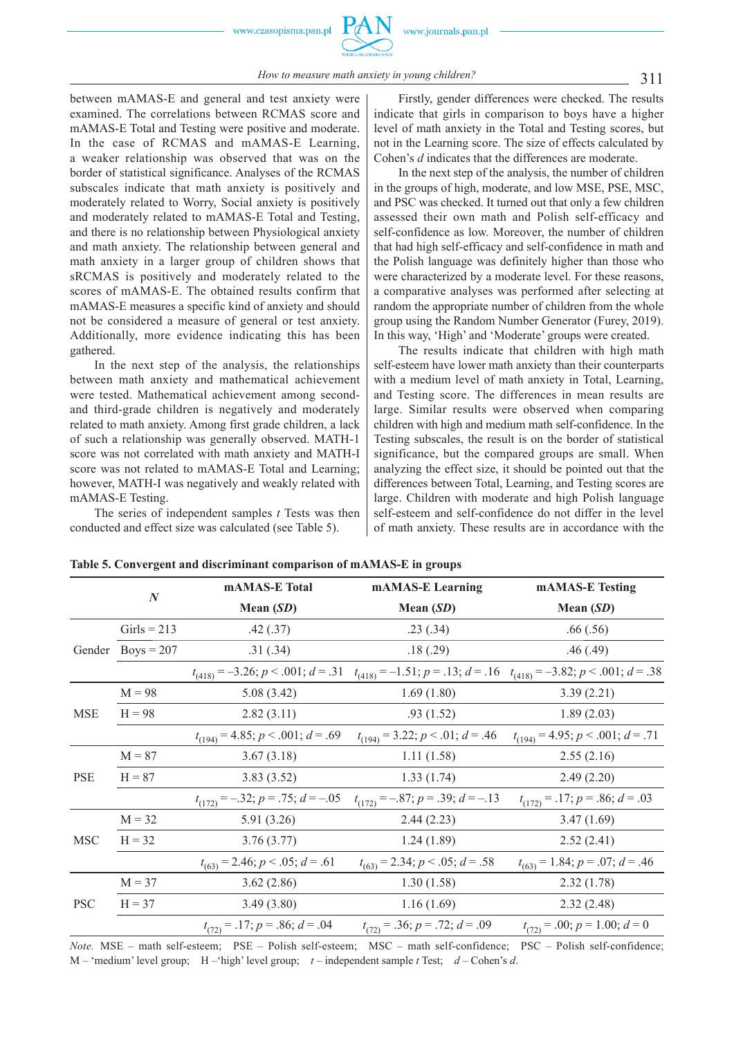between mAMAS-E and general and test anxiety were examined. The correlations between RCMAS score and mAMAS-E Total and Testing were positive and moderate. In the case of RCMAS and mAMAS-E Learning, a weaker relationship was observed that was on the border of statistical significance. Analyses of the RCMAS subscales indicate that math anxiety is positively and moderately related to Worry, Social anxiety is positively and moderately related to mAMAS-E Total and Testing, and there is no relationship between Physiological anxiety and math anxiety. The relationship between general and math anxiety in a larger group of children shows that sRCMAS is positively and moderately related to the scores of mAMAS-E. The obtained results confirm that mAMAS-E measures a specific kind of anxiety and should not be considered a measure of general or test anxiety. Additionally, more evidence indicating this has been gathered.

In the next step of the analysis, the relationships between math anxiety and mathematical achievement were tested. Mathematical achievement among second- and third-grade children is negatively and moderately related to math anxiety. Among first grade children, a lack of such a relationship was generally observed. MATH-1 score was not correlated with math anxiety and MATH-I score was not related to mAMAS-E Total and Learning; however, MATH-I was negatively and weakly related with mAMAS-E Testing.

The series of independent samples *t* Tests was then conducted and effect size was calculated (see Table 5).

Firstly, gender differences were checked. The results indicate that girls in comparison to boys have a higher level of math anxiety in the Total and Testing scores, but not in the Learning score. The size of effects calculated by Cohen's *d* indicates that the differences are moderate.

In the next step of the analysis, the number of children in the groups of high, moderate, and low MSE, PSE, MSC, and PSC was checked. It turned out that only a few children assessed their own math and Polish self-efficacy and self-confidence as low. Moreover, the number of children that had high self-efficacy and self-confidence in math and the Polish language was definitely higher than those who were characterized by a moderate level. For these reasons, a comparative analyses was performed after selecting at random the appropriate number of children from the whole group using the Random Number Generator (Furey, 2019). In this way, 'High' and 'Moderate' groups were created.

The results indicate that children with high math self-esteem have lower math anxiety than their counterparts with a medium level of math anxiety in Total, Learning, and Testing score. The differences in mean results are large. Similar results were observed when comparing children with high and medium math self-confidence. In the Testing subscales, the result is on the border of statistical significance, but the compared groups are small. When analyzing the effect size, it should be pointed out that the differences between Total, Learning, and Testing scores are large. Children with moderate and high Polish language self-esteem and self-confidence do not differ in the level of math anxiety. These results are in accordance with the

**Table 5. Convergent and discriminant comparison of mAMAS-E in groups**

| | *N* | mAMAS-E Total | mAMAS-E Learning | mAMAS-E Testing |
|---|---|---|---|---|
| | | Mean (*SD*) | Mean (*SD*) | Mean (*SD*) |
| Gender | Girls = 213 | .42 (.37) | .23 (.34) | .66 (.56) |
| | Boys = 207 | .31 (.34) | .18 (.29) | .46 (.49) |
| | | $t_{(418)} = -3.26$; $p < .001$; $d = .31$ | $t_{(418)} = -1.51$; $p = .13$; $d = .16$ | $t_{(418)} = -3.82$; $p < .001$; $d = .38$ |
| MSE | M = 98 | 5.08 (3.42) | 1.69 (1.80) | 3.39 (2.21) |
| | H = 98 | 2.82 (3.11) | .93 (1.52) | 1.89 (2.03) |
| | | $t_{(194)} = 4.85$; $p < .001$; $d = .69$ | $t_{(194)} = 3.22$; $p < .01$; $d = .46$ | $t_{(194)} = 4.95$; $p < .001$; $d = .71$ |
| PSE | M = 87 | 3.67 (3.18) | 1.11 (1.58) | 2.55 (2.16) |
| | H = 87 | 3.83 (3.52) | 1.33 (1.74) | 2.49 (2.20) |
| | | $t_{(172)} = -.32$; $p = .75$; $d = -.05$ | $t_{(172)} = -.87$; $p = .39$; $d = -.13$ | $t_{(172)} = .17$; $p = .86$; $d = .03$ |
| MSC | M = 32 | 5.91 (3.26) | 2.44 (2.23) | 3.47 (1.69) |
| | H = 32 | 3.76 (3.77) | 1.24 (1.89) | 2.52 (2.41) |
| | | $t_{(63)} = 2.46$; $p < .05$; $d = .61$ | $t_{(63)} = 2.34$; $p < .05$; $d = .58$ | $t_{(63)} = 1.84$; $p = .07$; $d = .46$ |
| PSC | M = 37 | 3.62 (2.86) | 1.30 (1.58) | 2.32 (1.78) |
| | H = 37 | 3.49 (3.80) | 1.16 (1.69) | 2.32 (2.48) |
| | | $t_{(72)} = .17$; $p = .86$; $d = .04$ | $t_{(72)} = .36$; $p = .72$; $d = .09$ | $t_{(72)} = .00$; $p = 1.00$; $d = 0$ |

*Note.* MSE – math self-esteem; PSE – Polish self-esteem; MSC – math self-confidence; PSC – Polish self-confidence; M – 'medium' level group; H –'high' level group; *t* – independent sample *t* Test; *d* – Cohen's *d*.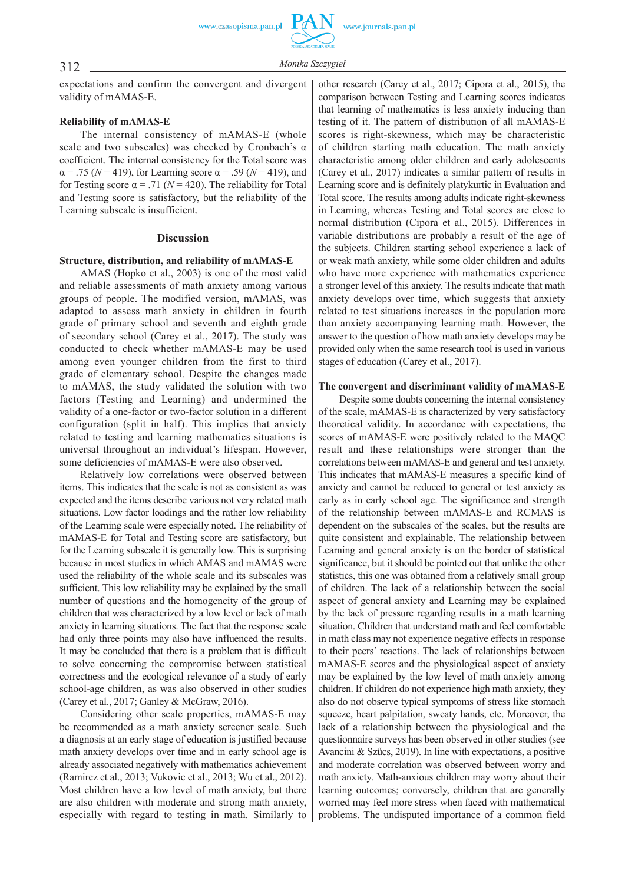expectations and confirm the convergent and divergent validity of mAMAS-E.

**Reliability of mAMAS-E**

The internal consistency of mAMAS-E (whole scale and two subscales) was checked by Cronbach's $\alpha$ coefficient. The internal consistency for the Total score was $\alpha = .75$ ($N = 419$), for Learning score $\alpha = .59$ ($N = 419$), and for Testing score $\alpha = .71$ ($N = 420$). The reliability for Total and Testing score is satisfactory, but the reliability of the Learning subscale is insufficient.

## Discussion

**Structure, distribution, and reliability of mAMAS-E**

AMAS (Hopko et al., 2003) is one of the most valid and reliable assessments of math anxiety among various groups of people. The modified version, mAMAS, was adapted to assess math anxiety in children in fourth grade of primary school and seventh and eighth grade of secondary school (Carey et al., 2017). The study was conducted to check whether mAMAS-E may be used among even younger children from the first to third grade of elementary school. Despite the changes made to mAMAS, the study validated the solution with two factors (Testing and Learning) and undermined the validity of a one-factor or two-factor solution in a different configuration (split in half). This implies that anxiety related to testing and learning mathematics situations is universal throughout an individual's lifespan. However, some deficiencies of mAMAS-E were also observed.

Relatively low correlations were observed between items. This indicates that the scale is not as consistent as was expected and the items describe various not very related math situations. Low factor loadings and the rather low reliability of the Learning scale were especially noted. The reliability of mAMAS-E for Total and Testing score are satisfactory, but for the Learning subscale it is generally low. This is surprising because in most studies in which AMAS and mAMAS were used the reliability of the whole scale and its subscales was sufficient. This low reliability may be explained by the small number of questions and the homogeneity of the group of children that was characterized by a low level or lack of math anxiety in learning situations. The fact that the response scale had only three points may also have influenced the results. It may be concluded that there is a problem that is difficult to solve concerning the compromise between statistical correctness and the ecological relevance of a study of early school-age children, as was also observed in other studies (Carey et al., 2017; Ganley & McGraw, 2016).

Considering other scale properties, mAMAS-E may be recommended as a math anxiety screener scale. Such a diagnosis at an early stage of education is justified because math anxiety develops over time and in early school age is already associated negatively with mathematics achievement (Ramirez et al., 2013; Vukovic et al., 2013; Wu et al., 2012). Most children have a low level of math anxiety, but there are also children with moderate and strong math anxiety, especially with regard to testing in math. Similarly to other research (Carey et al., 2017; Cipora et al., 2015), the comparison between Testing and Learning scores indicates that learning of mathematics is less anxiety inducing than testing of it. The pattern of distribution of all mAMAS-E scores is right-skewness, which may be characteristic of children starting math education. The math anxiety characteristic among older children and early adolescents (Carey et al., 2017) indicates a similar pattern of results in Learning score and is definitely platykurtic in Evaluation and Total score. The results among adults indicate right-skewness in Learning, whereas Testing and Total scores are close to normal distribution (Cipora et al., 2015). Differences in variable distributions are probably a result of the age of the subjects. Children starting school experience a lack of or weak math anxiety, while some older children and adults who have more experience with mathematics experience a stronger level of this anxiety. The results indicate that math anxiety develops over time, which suggests that anxiety related to test situations increases in the population more than anxiety accompanying learning math. However, the answer to the question of how math anxiety develops may be provided only when the same research tool is used in various stages of education (Carey et al., 2017).

**The convergent and discriminant validity of mAMAS-E**

Despite some doubts concerning the internal consistency of the scale, mAMAS-E is characterized by very satisfactory theoretical validity. In accordance with expectations, the scores of mAMAS-E were positively related to the MAQC result and these relationships were stronger than the correlations between mAMAS-E and general and test anxiety. This indicates that mAMAS-E measures a specific kind of anxiety and cannot be reduced to general or test anxiety as early as in early school age. The significance and strength of the relationship between mAMAS-E and RCMAS is dependent on the subscales of the scales, but the results are quite consistent and explainable. The relationship between Learning and general anxiety is on the border of statistical significance, but it should be pointed out that unlike the other statistics, this one was obtained from a relatively small group of children. The lack of a relationship between the social aspect of general anxiety and Learning may be explained by the lack of pressure regarding results in a math learning situation. Children that understand math and feel comfortable in math class may not experience negative effects in response to their peers' reactions. The lack of relationships between mAMAS-E scores and the physiological aspect of anxiety may be explained by the low level of math anxiety among children. If children do not experience high math anxiety, they also do not observe typical symptoms of stress like stomach squeeze, heart palpitation, sweaty hands, etc. Moreover, the lack of a relationship between the physiological and the questionnaire surveys has been observed in other studies (see Avancini & Szűcs, 2019). In line with expectations, a positive and moderate correlation was observed between worry and math anxiety. Math-anxious children may worry about their learning outcomes; conversely, children that are generally worried may feel more stress when faced with mathematical problems. The undisputed importance of a common field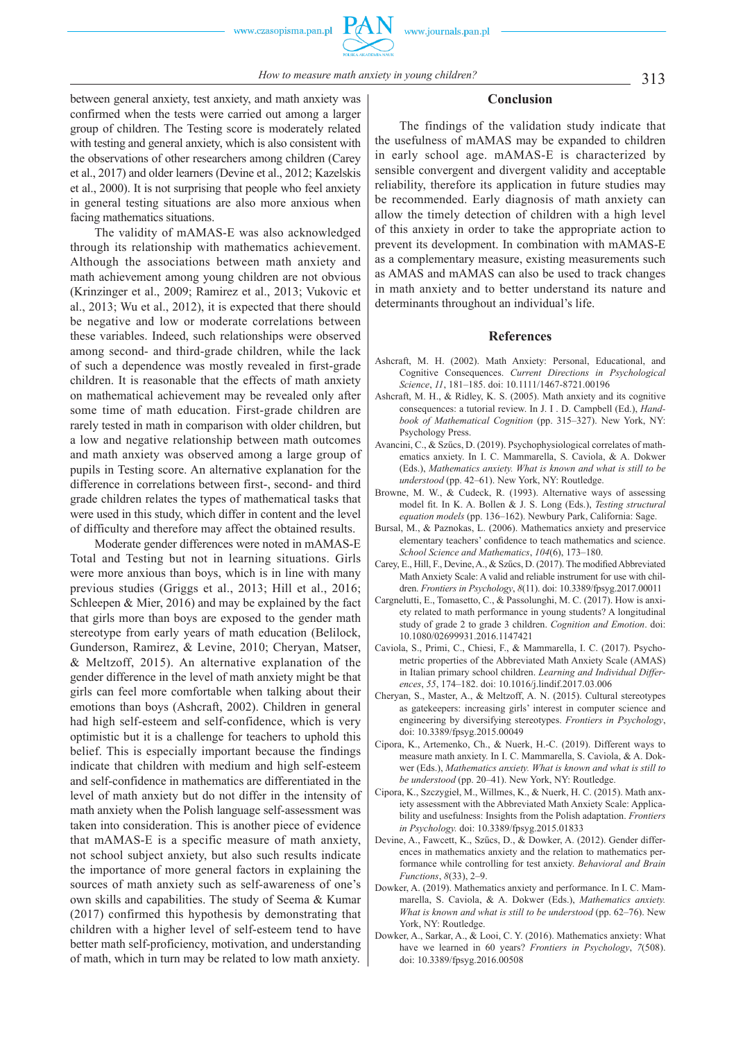between general anxiety, test anxiety, and math anxiety was confirmed when the tests were carried out among a larger group of children. The Testing score is moderately related with testing and general anxiety, which is also consistent with the observations of other researchers among children (Carey et al., 2017) and older learners (Devine et al., 2012; Kazelskis et al., 2000). It is not surprising that people who feel anxiety in general testing situations are also more anxious when facing mathematics situations.

The validity of mAMAS-E was also acknowledged through its relationship with mathematics achievement. Although the associations between math anxiety and math achievement among young children are not obvious (Krinzinger et al., 2009; Ramirez et al., 2013; Vukovic et al., 2013; Wu et al., 2012), it is expected that there should be negative and low or moderate correlations between these variables. Indeed, such relationships were observed among second- and third-grade children, while the lack of such a dependence was mostly revealed in first-grade children. It is reasonable that the effects of math anxiety on mathematical achievement may be revealed only after some time of math education. First-grade children are rarely tested in math in comparison with older children, but a low and negative relationship between math outcomes and math anxiety was observed among a large group of pupils in Testing score. An alternative explanation for the difference in correlations between first-, second- and third grade children relates the types of mathematical tasks that were used in this study, which differ in content and the level of difficulty and therefore may affect the obtained results.

Moderate gender differences were noted in mAMAS-E Total and Testing but not in learning situations. Girls were more anxious than boys, which is in line with many previous studies (Griggs et al., 2013; Hill et al., 2016; Schleepen & Mier, 2016) and may be explained by the fact that girls more than boys are exposed to the gender math stereotype from early years of math education (Belilock, Gunderson, Ramirez, & Levine, 2010; Cheryan, Matser, & Meltzoff, 2015). An alternative explanation of the gender difference in the level of math anxiety might be that girls can feel more comfortable when talking about their emotions than boys (Ashcraft, 2002). Children in general had high self-esteem and self-confidence, which is very optimistic but it is a challenge for teachers to uphold this belief. This is especially important because the findings indicate that children with medium and high self-esteem and self-confidence in mathematics are differentiated in the level of math anxiety but do not differ in the intensity of math anxiety when the Polish language self-assessment was taken into consideration. This is another piece of evidence that mAMAS-E is a specific measure of math anxiety, not school subject anxiety, but also such results indicate the importance of more general factors in explaining the sources of math anxiety such as self-awareness of one's own skills and capabilities. The study of Seema & Kumar (2017) confirmed this hypothesis by demonstrating that children with a higher level of self-esteem tend to have better math self-proficiency, motivation, and understanding of math, which in turn may be related to low math anxiety.

## Conclusion

The findings of the validation study indicate that the usefulness of mAMAS may be expanded to children in early school age. mAMAS-E is characterized by sensible convergent and divergent validity and acceptable reliability, therefore its application in future studies may be recommended. Early diagnosis of math anxiety can allow the timely detection of children with a high level of this anxiety in order to take the appropriate action to prevent its development. In combination with mAMAS-E as a complementary measure, existing measurements such as AMAS and mAMAS can also be used to track changes in math anxiety and to better understand its nature and determinants throughout an individual's life.

## References

Ashcraft, M. H. (2002). Math Anxiety: Personal, Educational, and Cognitive Consequences. *Current Directions in Psychological Science*, *11*, 181–185. doi: 10.1111/1467-8721.00196

Ashcraft, M. H., & Ridley, K. S. (2005). Math anxiety and its cognitive consequences: a tutorial review. In J. I . D. Campbell (Ed.), *Handbook of Mathematical Cognition* (pp. 315–327). New York, NY: Psychology Press.

Avancini, C., & Szűcs, D. (2019). Psychophysiological correlates of mathematics anxiety. In I. C. Mammarella, S. Caviola, & A. Dokwer (Eds.), *Mathematics anxiety. What is known and what is still to be understood* (pp. 42–61). New York, NY: Routledge.

Browne, M. W., & Cudeck, R. (1993). Alternative ways of assessing model fit. In K. A. Bollen & J. S. Long (Eds.), *Testing structural equation models* (pp. 136–162). Newbury Park, California: Sage.

Bursal, M., & Paznokas, L. (2006). Mathematics anxiety and preservice elementary teachers' confidence to teach mathematics and science. *School Science and Mathematics*, *104*(6), 173–180.

Carey, E., Hill, F., Devine, A., & Szűcs, D. (2017). The modified Abbreviated Math Anxiety Scale: A valid and reliable instrument for use with children. *Frontiers in Psychology*, *8*(11). doi: 10.3389/fpsyg.2017.00011

Cargnelutti, E., Tomasetto, C., & Passolunghi, M. C. (2017). How is anxiety related to math performance in young students? A longitudinal study of grade 2 to grade 3 children. *Cognition and Emotion*. doi: 10.1080/02699931.2016.1147421

Caviola, S., Primi, C., Chiesi, F., & Mammarella, I. C. (2017). Psychometric properties of the Abbreviated Math Anxiety Scale (AMAS) in Italian primary school children. *Learning and Individual Differences*, *55*, 174–182. doi: 10.1016/j.lindif.2017.03.006

Cheryan, S., Master, A., & Meltzoff, A. N. (2015). Cultural stereotypes as gatekeepers: increasing girls' interest in computer science and engineering by diversifying stereotypes. *Frontiers in Psychology*, doi: 10.3389/fpsyg.2015.00049

Cipora, K., Artemenko, Ch., & Nuerk, H.-C. (2019). Different ways to measure math anxiety. In I. C. Mammarella, S. Caviola, & A. Dokwer (Eds.), *Mathematics anxiety. What is known and what is still to be understood* (pp. 20–41). New York, NY: Routledge.

Cipora, K., Szczygieł, M., Willmes, K., & Nuerk, H. C. (2015). Math anxiety assessment with the Abbreviated Math Anxiety Scale: Applicability and usefulness: Insights from the Polish adaptation. *Frontiers in Psychology.* doi: 10.3389/fpsyg.2015.01833

Devine, A., Fawcett, K., Szűcs, D., & Dowker, A. (2012). Gender differences in mathematics anxiety and the relation to mathematics performance while controlling for test anxiety. *Behavioral and Brain Functions*, *8*(33), 2–9.

Dowker, A. (2019). Mathematics anxiety and performance. In I. C. Mammarella, S. Caviola, & A. Dokwer (Eds.), *Mathematics anxiety. What is known and what is still to be understood* (pp. 62–76). New York, NY: Routledge.

Dowker, A., Sarkar, A., & Looi, C. Y. (2016). Mathematics anxiety: What have we learned in 60 years? *Frontiers in Psychology*, *7*(508). doi: 10.3389/fpsyg.2016.00508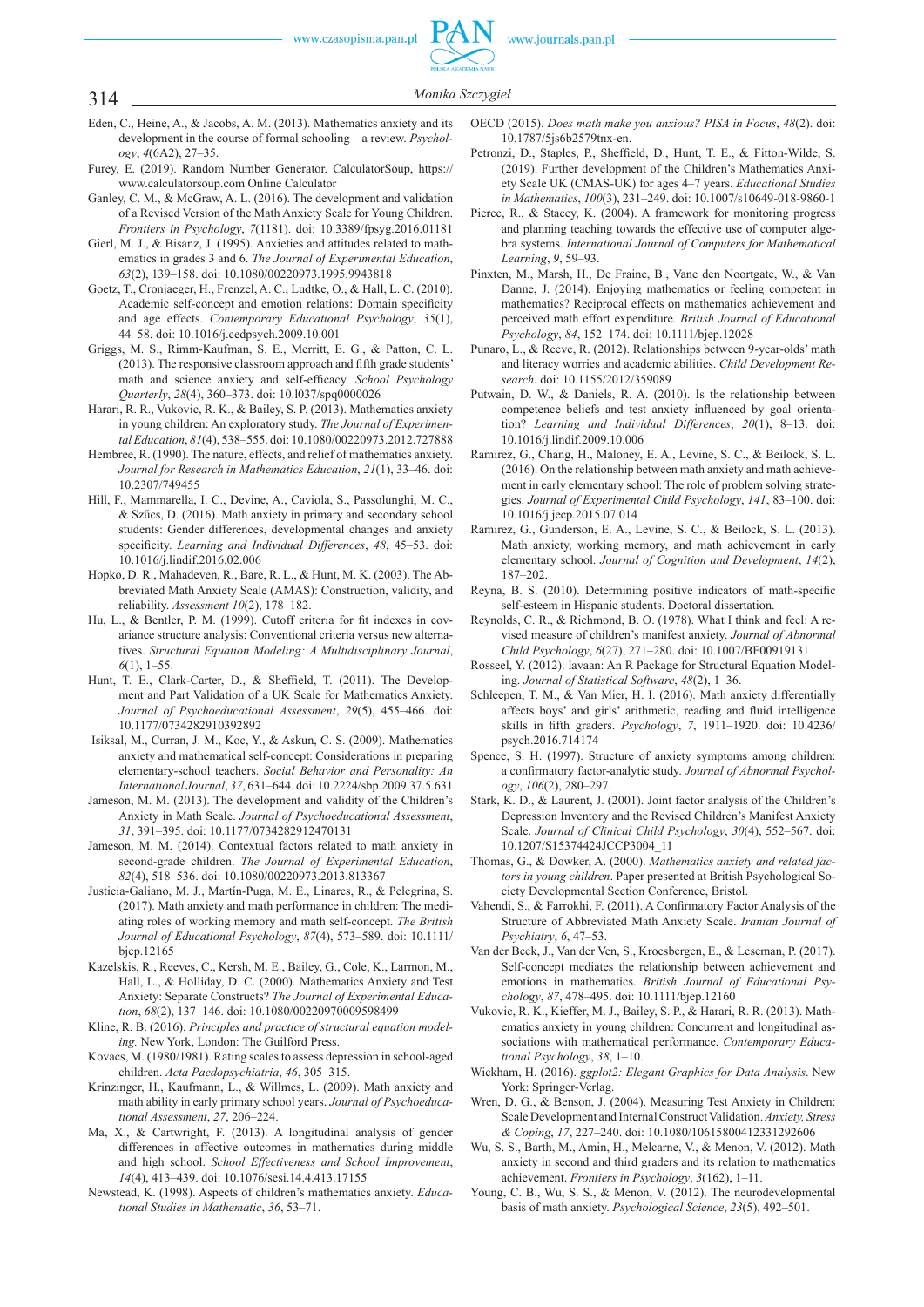Eden, C., Heine, A., & Jacobs, A. M. (2013). Mathematics anxiety and its development in the course of formal schooling – a review. *Psychology*, *4*(6A2), 27–35.

Furey, E. (2019). Random Number Generator. CalculatorSoup, https://www.calculatorsoup.com Online Calculator

Ganley, C. M., & McGraw, A. L. (2016). The development and validation of a Revised Version of the Math Anxiety Scale for Young Children. *Frontiers in Psychology*, *7*(1181). doi: 10.3389/fpsyg.2016.01181

Gierl, M. J., & Bisanz, J. (1995). Anxieties and attitudes related to mathematics in grades 3 and 6. *The Journal of Experimental Education*, *63*(2), 139–158. doi: 10.1080/00220973.1995.9943818

Goetz, T., Cronjaeger, H., Frenzel, A. C., Ludtke, O., & Hall, L. C. (2010). Academic self-concept and emotion relations: Domain specificity and age effects. *Contemporary Educational Psychology*, *35*(1), 44–58. doi: 10.1016/j.cedpsych.2009.10.001

Griggs, M. S., Rimm-Kaufman, S. E., Merritt, E. G., & Patton, C. L. (2013). The responsive classroom approach and fifth grade students' math and science anxiety and self-efficacy. *School Psychology Quarterly*, *28*(4), 360–373. doi: 10.l037/spq0000026

Harari, R. R., Vukovic, R. K., & Bailey, S. P. (2013). Mathematics anxiety in young children: An exploratory study. *The Journal of Experimental Education*, *81*(4), 538–555. doi: 10.1080/00220973.2012.727888

Hembree, R. (1990). The nature, effects, and relief of mathematics anxiety. *Journal for Research in Mathematics Education*, *21*(1), 33–46. doi: 10.2307/749455

Hill, F., Mammarella, I. C., Devine, A., Caviola, S., Passolunghi, M. C., & Szűcs, D. (2016). Math anxiety in primary and secondary school students: Gender differences, developmental changes and anxiety specificity. *Learning and Individual Differences*, *48*, 45–53. doi: 10.1016/j.lindif.2016.02.006

Hopko, D. R., Mahadeven, R., Bare, R. L., & Hunt, M. K. (2003). The Abbreviated Math Anxiety Scale (AMAS): Construction, validity, and reliability. *Assessment 10*(2), 178–182.

Hu, L., & Bentler, P. M. (1999). Cutoff criteria for fit indexes in covariance structure analysis: Conventional criteria versus new alternatives. *Structural Equation Modeling: A Multidisciplinary Journal*, *6*(1), 1–55.

Hunt, T. E., Clark-Carter, D., & Sheffield, T. (2011). The Development and Part Validation of a UK Scale for Mathematics Anxiety. *Journal of Psychoeducational Assessment*, *29*(5), 455–466. doi: 10.1177/0734282910392892

Isiksal, M., Curran, J. M., Koc, Y., & Askun, C. S. (2009). Mathematics anxiety and mathematical self-concept: Considerations in preparing elementary-school teachers. *Social Behavior and Personality: An International Journal*, *37*, 631–644. doi: 10.2224/sbp.2009.37.5.631

Jameson, M. M. (2013). The development and validity of the Children's Anxiety in Math Scale. *Journal of Psychoeducational Assessment*, *31*, 391–395. doi: 10.1177/0734282912470131

Jameson, M. M. (2014). Contextual factors related to math anxiety in second-grade children. *The Journal of Experimental Education*, *82*(4), 518–536. doi: 10.1080/00220973.2013.813367

Justicia-Galiano, M. J., Martín-Puga, M. E., Linares, R., & Pelegrina, S. (2017). Math anxiety and math performance in children: The mediating roles of working memory and math self-concept. *The British Journal of Educational Psychology*, *87*(4), 573–589. doi: 10.1111/bjep.12165

Kazelskis, R., Reeves, C., Kersh, M. E., Bailey, G., Cole, K., Larmon, M., Hall, L., & Holliday, D. C. (2000). Mathematics Anxiety and Test Anxiety: Separate Constructs? *The Journal of Experimental Education*, *68*(2), 137–146. doi: 10.1080/00220970009598499

Kline, R. B. (2016). *Principles and practice of structural equation modeling.* New York, London: The Guilford Press.

Kovacs, M. (1980/1981). Rating scales to assess depression in school-aged children. *Acta Paedopsychiatria*, *46*, 305–315.

Krinzinger, H., Kaufmann, L., & Willmes, L. (2009). Math anxiety and math ability in early primary school years. *Journal of Psychoeducational Assessment*, *27*, 206–224.

Ma, X., & Cartwright, F. (2013). A longitudinal analysis of gender differences in affective outcomes in mathematics during middle and high school. *School Effectiveness and School Improvement*, *14*(4), 413–439. doi: 10.1076/sesi.14.4.413.17155

Newstead, K. (1998). Aspects of children's mathematics anxiety. *Educational Studies in Mathematic*, *36*, 53–71.

OECD (2015). *Does math make you anxious? PISA in Focus*, *48*(2). doi: 10.1787/5js6b2579tnx-en.

Petronzi, D., Staples, P., Sheffield, D., Hunt, T. E., & Fitton-Wilde, S. (2019). Further development of the Children's Mathematics Anxiety Scale UK (CMAS-UK) for ages 4–7 years. *Educational Studies in Mathematics*, *100*(3), 231–249. doi: 10.1007/s10649-018-9860-1

Pierce, R., & Stacey, K. (2004). A framework for monitoring progress and planning teaching towards the effective use of computer algebra systems. *International Journal of Computers for Mathematical Learning*, *9*, 59–93.

Pinxten, M., Marsh, H., De Fraine, B., Vane den Noortgate, W., & Van Danne, J. (2014). Enjoying mathematics or feeling competent in mathematics? Reciprocal effects on mathematics achievement and perceived math effort expenditure. *British Journal of Educational Psychology*, *84*, 152–174. doi: 10.1111/bjep.12028

Punaro, L., & Reeve, R. (2012). Relationships between 9-year-olds' math and literacy worries and academic abilities. *Child Development Research*. doi: 10.1155/2012/359089

Putwain, D. W., & Daniels, R. A. (2010). Is the relationship between competence beliefs and test anxiety influenced by goal orientation? *Learning and Individual Differences*, *20*(1), 8–13. doi: 10.1016/j.lindif.2009.10.006

Ramirez, G., Chang, H., Maloney, E. A., Levine, S. C., & Beilock, S. L. (2016). On the relationship between math anxiety and math achievement in early elementary school: The role of problem solving strategies. *Journal of Experimental Child Psychology*, *141*, 83–100. doi: 10.1016/j.jecp.2015.07.014

Ramirez, G., Gunderson, E. A., Levine, S. C., & Beilock, S. L. (2013). Math anxiety, working memory, and math achievement in early elementary school. *Journal of Cognition and Development*, *14*(2), 187–202.

Reyna, B. S. (2010). Determining positive indicators of math-specific self-esteem in Hispanic students. Doctoral dissertation.

Reynolds, C. R., & Richmond, B. O. (1978). What I think and feel: A revised measure of children's manifest anxiety. *Journal of Abnormal Child Psychology*, *6*(27), 271–280. doi: 10.1007/BF00919131

Rosseel, Y. (2012). lavaan: An R Package for Structural Equation Modeling. *Journal of Statistical Software*, *48*(2), 1–36.

Schleepen, T. M., & Van Mier, H. I. (2016). Math anxiety differentially affects boys' and girls' arithmetic, reading and fluid intelligence skills in fifth graders. *Psychology*, *7*, 1911–1920. doi: 10.4236/psych.2016.714174

Spence, S. H. (1997). Structure of anxiety symptoms among children: a confirmatory factor-analytic study. *Journal of Abnormal Psychology*, *106*(2), 280–297.

Stark, K. D., & Laurent, J. (2001). Joint factor analysis of the Children's Depression Inventory and the Revised Children's Manifest Anxiety Scale. *Journal of Clinical Child Psychology*, *30*(4), 552–567. doi: 10.1207/S15374424JCCP3004_11

Thomas, G., & Dowker, A. (2000). *Mathematics anxiety and related factors in young children*. Paper presented at British Psychological Society Developmental Section Conference, Bristol.

Vahendi, S., & Farrokhi, F. (2011). A Confirmatory Factor Analysis of the Structure of Abbreviated Math Anxiety Scale. *Iranian Journal of Psychiatry*, *6*, 47–53.

Van der Beek, J., Van der Ven, S., Kroesbergen, E., & Leseman, P. (2017). Self-concept mediates the relationship between achievement and emotions in mathematics. *British Journal of Educational Psychology*, *87*, 478–495. doi: 10.1111/bjep.12160

Vukovic, R. K., Kieffer, M. J., Bailey, S. P., & Harari, R. R. (2013). Mathematics anxiety in young children: Concurrent and longitudinal associations with mathematical performance. *Contemporary Educational Psychology*, *38*, 1–10.

Wickham, H. (2016). *ggplot2: Elegant Graphics for Data Analysis*. New York: Springer-Verlag.

Wren, D. G., & Benson, J. (2004). Measuring Test Anxiety in Children: Scale Development and Internal Construct Validation. *Anxiety, Stress & Coping*, *17*, 227–240. doi: 10.1080/10615800412331292606

Wu, S. S., Barth, M., Amin, H., Melcarne, V., & Menon, V. (2012). Math anxiety in second and third graders and its relation to mathematics achievement. *Frontiers in Psychology*, *3*(162), 1–11.

Young, C. B., Wu, S. S., & Menon, V. (2012). The neurodevelopmental basis of math anxiety. *Psychological Science*, *23*(5), 492–501.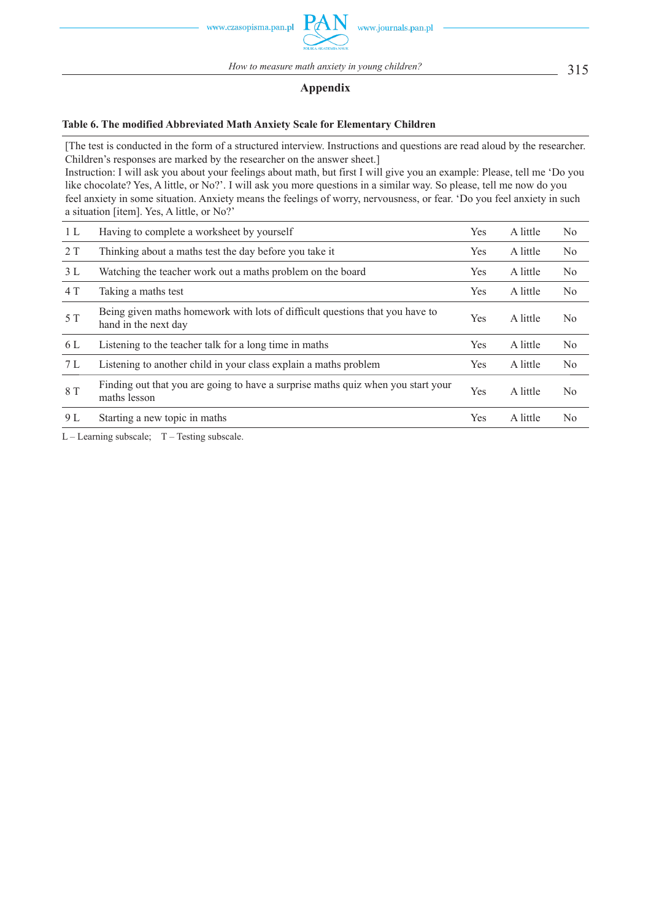## Appendix

**Table 6. The modified Abbreviated Math Anxiety Scale for Elementary Children**

[The test is conducted in the form of a structured interview. Instructions and questions are read aloud by the researcher. Children's responses are marked by the researcher on the answer sheet.]
Instruction: I will ask you about your feelings about math, but first I will give you an example: Please, tell me 'Do you like chocolate? Yes, A little, or No?'. I will ask you more questions in a similar way. So please, tell me now do you feel anxiety in some situation. Anxiety means the feelings of worry, nervousness, or fear. 'Do you feel anxiety in such a situation [item]. Yes, A little, or No?'

| | | | | |
|---|---|---|---|---|
| 1 L | Having to complete a worksheet by yourself | Yes | A little | No |
| 2 T | Thinking about a maths test the day before you take it | Yes | A little | No |
| 3 L | Watching the teacher work out a maths problem on the board | Yes | A little | No |
| 4 T | Taking a maths test | Yes | A little | No |
| 5 T | Being given maths homework with lots of difficult questions that you have to hand in the next day | Yes | A little | No |
| 6 L | Listening to the teacher talk for a long time in maths | Yes | A little | No |
| 7 L | Listening to another child in your class explain a maths problem | Yes | A little | No |
| 8 T | Finding out that you are going to have a surprise maths quiz when you start your maths lesson | Yes | A little | No |
| 9 L | Starting a new topic in maths | Yes | A little | No |

L – Learning subscale; T – Testing subscale.